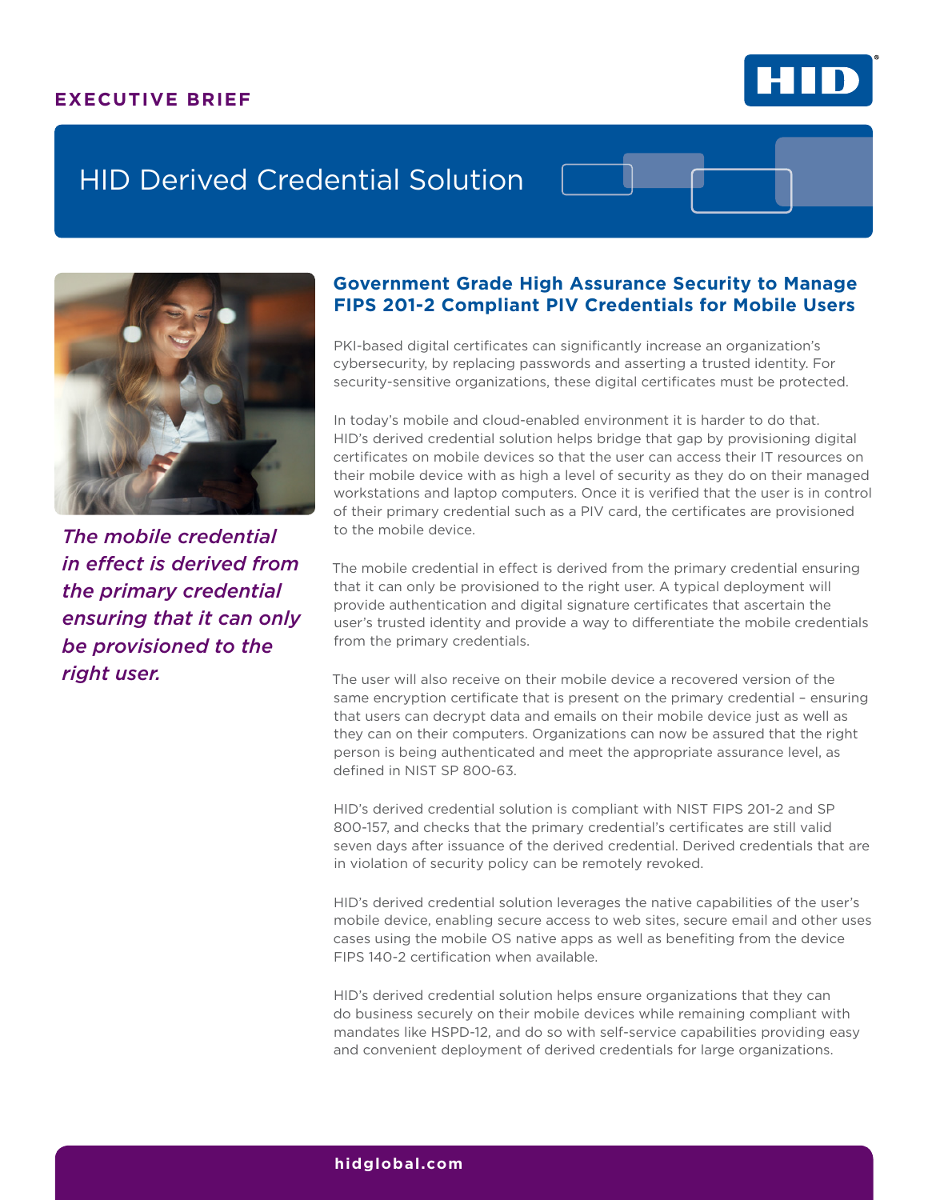EXECUTIVE BRIEF

# HID Derived Credential Solution

*The mobile credential in effect is derived from the primary credential ensuring that it can only be provisioned to the right user.*

## Government Grade High Assurance Security to Manage FIPS 201-2 Compliant PIV Credentials for Mobile Users

PKI-based digital certificates can significantly increase an organization's cybersecurity, by replacing passwords and asserting a trusted identity. For security-sensitive organizations, these digital certificates must be protected.

In today's mobile and cloud-enabled environment it is harder to do that. HID's derived credential solution helps bridge that gap by provisioning digital certificates on mobile devices so that the user can access their IT resources on their mobile device with as high a level of security as they do on their managed workstations and laptop computers. Once it is verified that the user is in control of their primary credential such as a PIV card, the certificates are provisioned to the mobile device.

The mobile credential in effect is derived from the primary credential ensuring that it can only be provisioned to the right user. A typical deployment will provide authentication and digital signature certificates that ascertain the user's trusted identity and provide a way to differentiate the mobile credentials from the primary credentials.

The user will also receive on their mobile device a recovered version of the same encryption certificate that is present on the primary credential – ensuring that users can decrypt data and emails on their mobile device just as well as they can on their computers. Organizations can now be assured that the right person is being authenticated and meet the appropriate assurance level, as defined in NIST SP 800-63.

HID's derived credential solution is compliant with NIST FIPS 201-2 and SP 800-157, and checks that the primary credential's certificates are still valid seven days after issuance of the derived credential. Derived credentials that are in violation of security policy can be remotely revoked.

HID's derived credential solution leverages the native capabilities of the user's mobile device, enabling secure access to web sites, secure email and other uses cases using the mobile OS native apps as well as benefiting from the device FIPS 140-2 certification when available.

HID's derived credential solution helps ensure organizations that they can do business securely on their mobile devices while remaining compliant with mandates like HSPD-12, and do so with self-service capabilities providing easy and convenient deployment of derived credentials for large organizations.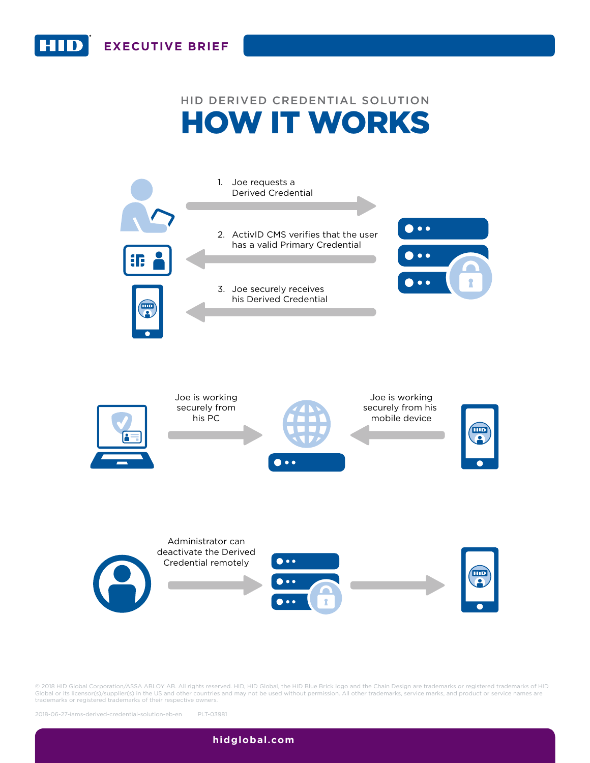HID DERIVED CREDENTIAL SOLUTION

# HOW IT WORKS

1. Joe requests a Derived Credential
2. ActivID CMS verifies that the user has a valid Primary Credential
3. Joe securely receives his Derived Credential

Joe is working securely from his PC

Joe is working securely from his mobile device

Administrator can deactivate the Derived Credential remotely

© 2018 HID Global Corporation/ASSA ABLOY AB. All rights reserved. HID, HID Global, the HID Blue Brick logo and the Chain Design are trademarks or registered trademarks of HID Global or its licensor(s)/supplier(s) in the US and other countries and may not be used without permission. All other trademarks, service marks, and product or service names are trademarks or registered trademarks of their respective owners.

2018-06-27-iams-derived-credential-solution-eb-en PLT-03981

hidglobal.com